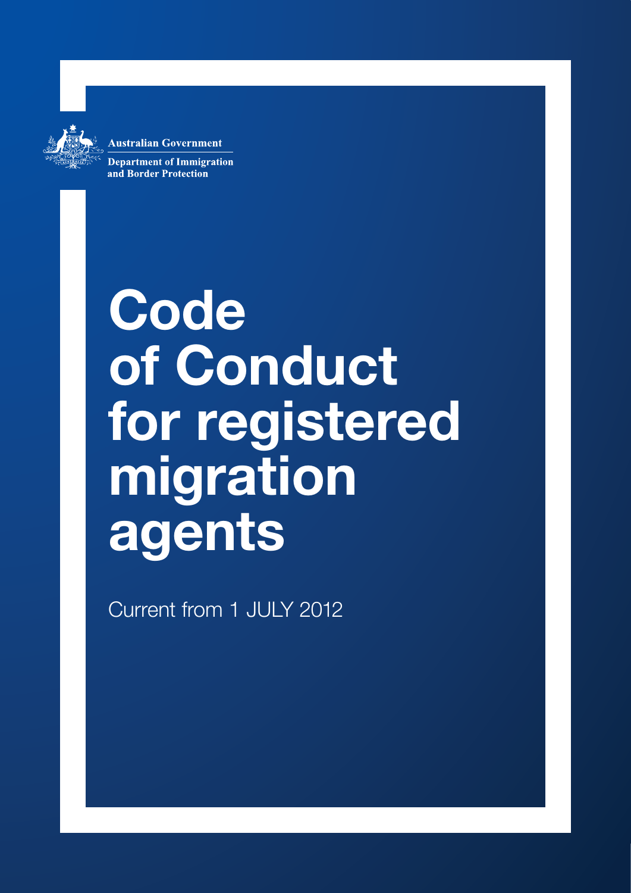Australian Government

Department of Immigration and Border Protection

# Code of Conduct for registered migration agents

Current from 1 JULY 2012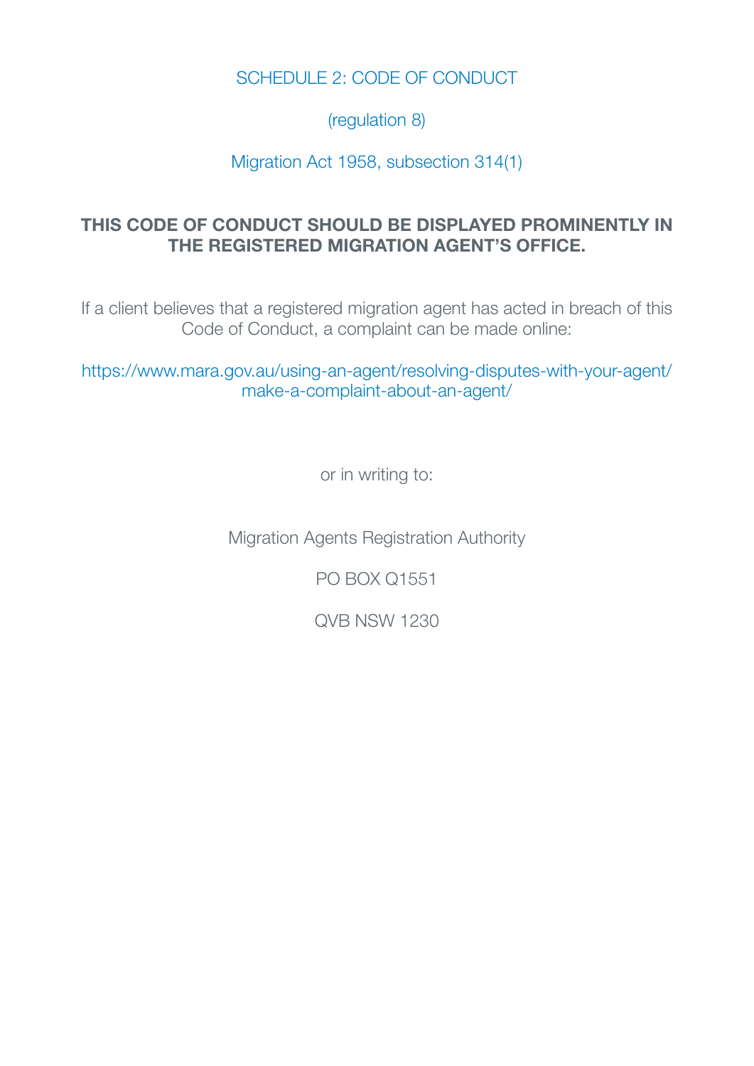# SCHEDULE 2: CODE OF CONDUCT

(regulation 8)

Migration Act 1958, subsection 314(1)

**THIS CODE OF CONDUCT SHOULD BE DISPLAYED PROMINENTLY IN THE REGISTERED MIGRATION AGENT'S OFFICE.**

If a client believes that a registered migration agent has acted in breach of this Code of Conduct, a complaint can be made online:

https://www.mara.gov.au/using-an-agent/resolving-disputes-with-your-agent/make-a-complaint-about-an-agent/

or in writing to:

Migration Agents Registration Authority

PO BOX Q1551

QVB NSW 1230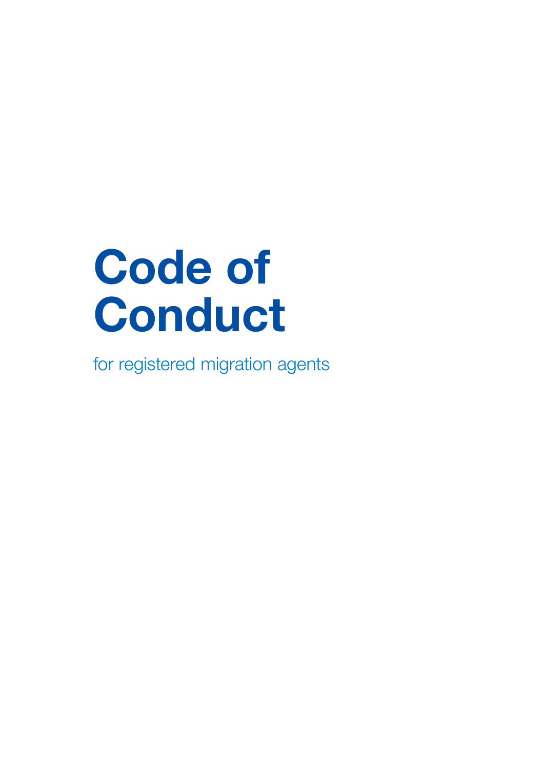# Code of Conduct

for registered migration agents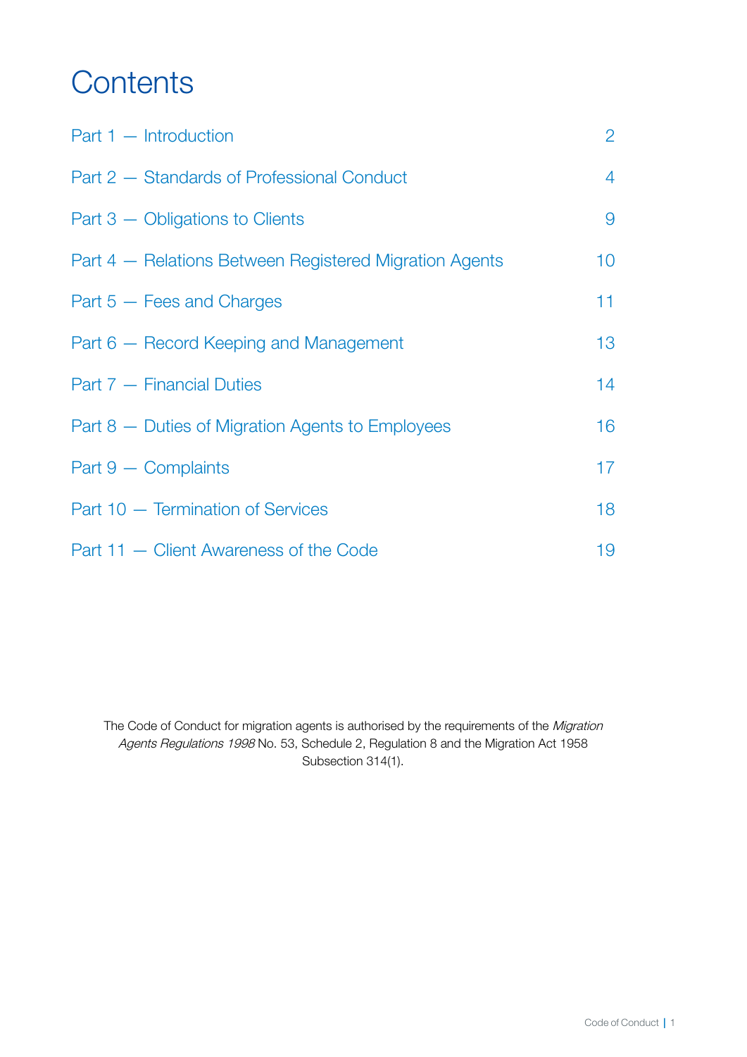# Contents

| | |
|---|---|
| Part 1 — Introduction | 2 |
| Part 2 — Standards of Professional Conduct | 4 |
| Part 3 — Obligations to Clients | 9 |
| Part 4 — Relations Between Registered Migration Agents | 10 |
| Part 5 — Fees and Charges | 11 |
| Part 6 — Record Keeping and Management | 13 |
| Part 7 — Financial Duties | 14 |
| Part 8 — Duties of Migration Agents to Employees | 16 |
| Part 9 — Complaints | 17 |
| Part 10 — Termination of Services | 18 |
| Part 11 — Client Awareness of the Code | 19 |

The Code of Conduct for migration agents is authorised by the requirements of the *Migration Agents Regulations 1998* No. 53, Schedule 2, Regulation 8 and the Migration Act 1958 Subsection 314(1).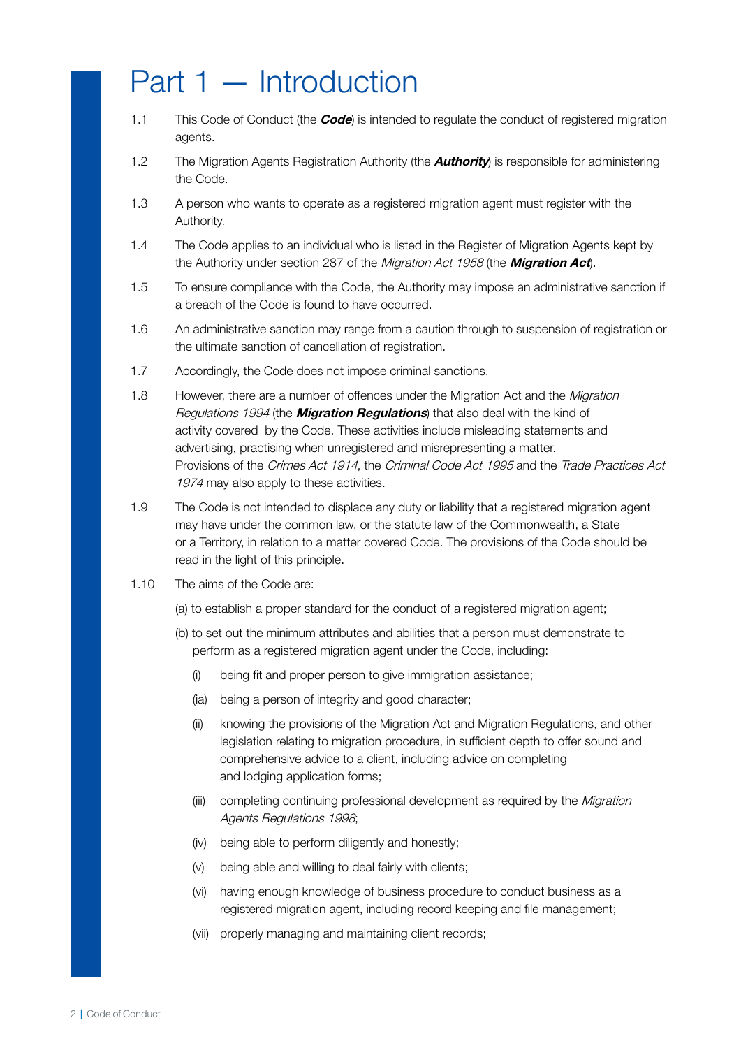# Part 1 — Introduction

1.1 This Code of Conduct (the ***Code***) is intended to regulate the conduct of registered migration agents.

1.2 The Migration Agents Registration Authority (the ***Authority***) is responsible for administering the Code.

1.3 A person who wants to operate as a registered migration agent must register with the Authority.

1.4 The Code applies to an individual who is listed in the Register of Migration Agents kept by the Authority under section 287 of the *Migration Act 1958* (the ***Migration Act***).

1.5 To ensure compliance with the Code, the Authority may impose an administrative sanction if a breach of the Code is found to have occurred.

1.6 An administrative sanction may range from a caution through to suspension of registration or the ultimate sanction of cancellation of registration.

1.7 Accordingly, the Code does not impose criminal sanctions.

1.8 However, there are a number of offences under the Migration Act and the *Migration Regulations 1994* (the ***Migration Regulations***) that also deal with the kind of activity covered by the Code. These activities include misleading statements and advertising, practising when unregistered and misrepresenting a matter. Provisions of the *Crimes Act 1914*, the *Criminal Code Act 1995* and the *Trade Practices Act 1974* may also apply to these activities.

1.9 The Code is not intended to displace any duty or liability that a registered migration agent may have under the common law, or the statute law of the Commonwealth, a State or a Territory, in relation to a matter covered Code. The provisions of the Code should be read in the light of this principle.

1.10 The aims of the Code are:

(a) to establish a proper standard for the conduct of a registered migration agent;

(b) to set out the minimum attributes and abilities that a person must demonstrate to perform as a registered migration agent under the Code, including:

- (i) being fit and proper person to give immigration assistance;
- (ia) being a person of integrity and good character;
- (ii) knowing the provisions of the Migration Act and Migration Regulations, and other legislation relating to migration procedure, in sufficient depth to offer sound and comprehensive advice to a client, including advice on completing and lodging application forms;
- (iii) completing continuing professional development as required by the *Migration Agents Regulations 1998*;
- (iv) being able to perform diligently and honestly;
- (v) being able and willing to deal fairly with clients;
- (vi) having enough knowledge of business procedure to conduct business as a registered migration agent, including record keeping and file management;
- (vii) properly managing and maintaining client records;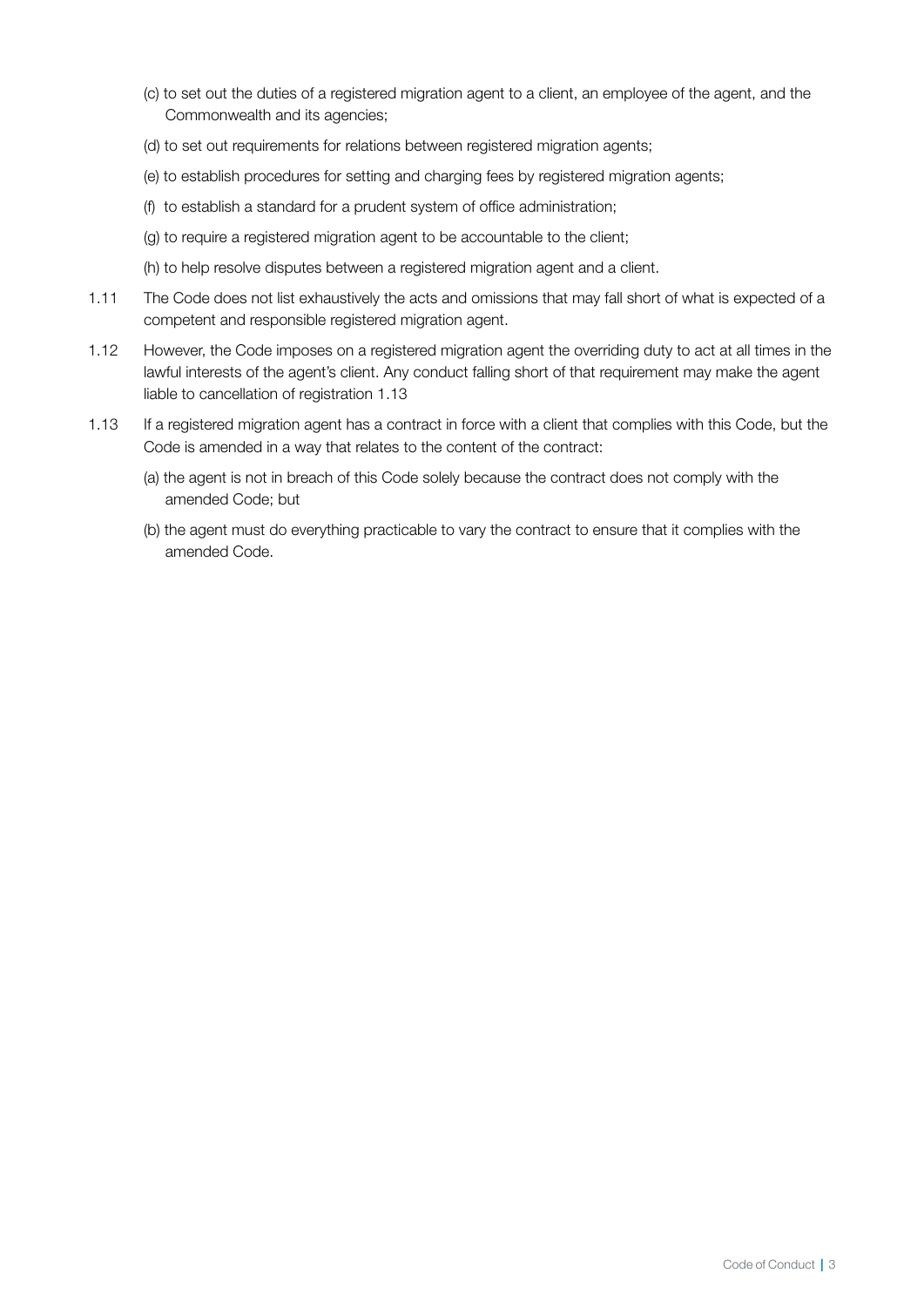(c) to set out the duties of a registered migration agent to a client, an employee of the agent, and the Commonwealth and its agencies;

(d) to set out requirements for relations between registered migration agents;

(e) to establish procedures for setting and charging fees by registered migration agents;

(f) to establish a standard for a prudent system of office administration;

(g) to require a registered migration agent to be accountable to the client;

(h) to help resolve disputes between a registered migration agent and a client.

1.11 The Code does not list exhaustively the acts and omissions that may fall short of what is expected of a competent and responsible registered migration agent.

1.12 However, the Code imposes on a registered migration agent the overriding duty to act at all times in the lawful interests of the agent's client. Any conduct falling short of that requirement may make the agent liable to cancellation of registration 1.13

1.13 If a registered migration agent has a contract in force with a client that complies with this Code, but the Code is amended in a way that relates to the content of the contract:

(a) the agent is not in breach of this Code solely because the contract does not comply with the amended Code; but

(b) the agent must do everything practicable to vary the contract to ensure that it complies with the amended Code.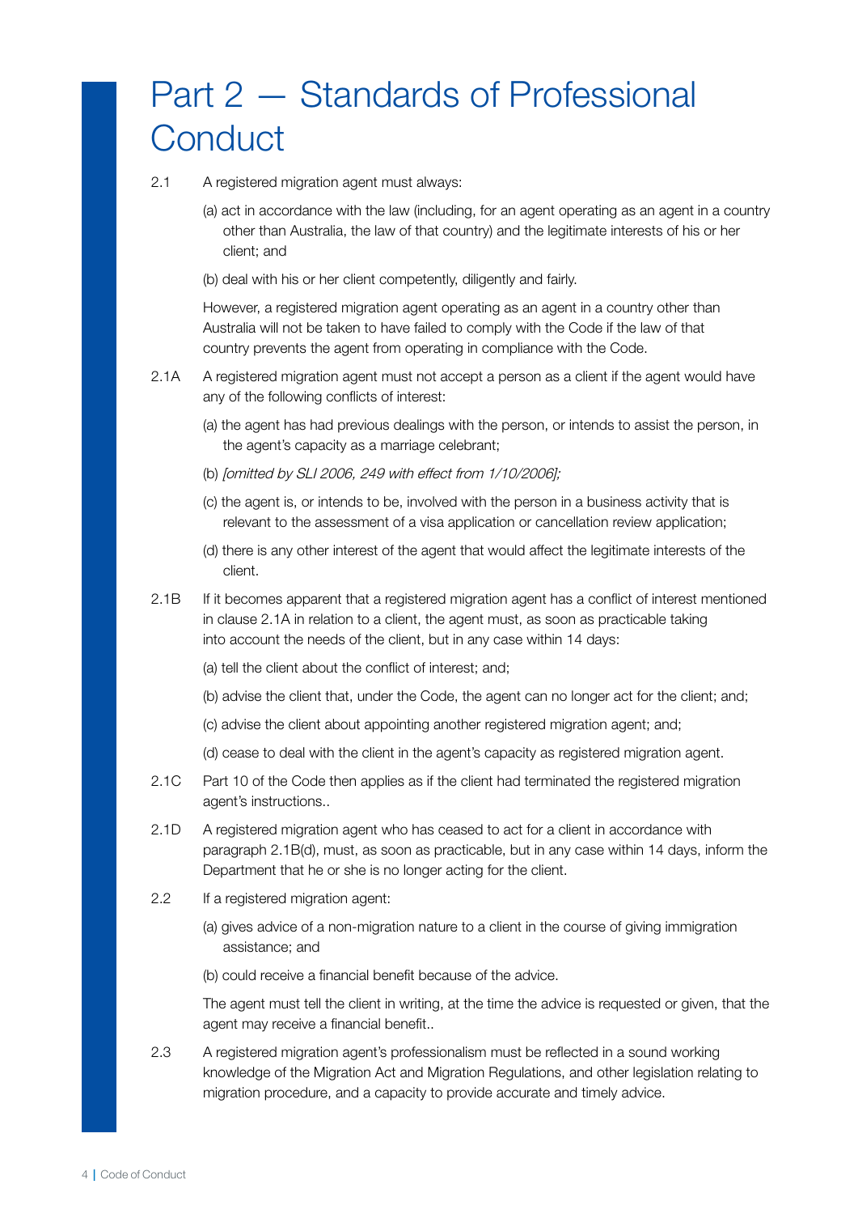# Part 2 — Standards of Professional Conduct

2.1 A registered migration agent must always:

(a) act in accordance with the law (including, for an agent operating as an agent in a country other than Australia, the law of that country) and the legitimate interests of his or her client; and

(b) deal with his or her client competently, diligently and fairly.

However, a registered migration agent operating as an agent in a country other than Australia will not be taken to have failed to comply with the Code if the law of that country prevents the agent from operating in compliance with the Code.

2.1A A registered migration agent must not accept a person as a client if the agent would have any of the following conflicts of interest:

(a) the agent has had previous dealings with the person, or intends to assist the person, in the agent's capacity as a marriage celebrant;

(b) *[omitted by SLI 2006, 249 with effect from 1/10/2006];*

(c) the agent is, or intends to be, involved with the person in a business activity that is relevant to the assessment of a visa application or cancellation review application;

(d) there is any other interest of the agent that would affect the legitimate interests of the client.

2.1B If it becomes apparent that a registered migration agent has a conflict of interest mentioned in clause 2.1A in relation to a client, the agent must, as soon as practicable taking into account the needs of the client, but in any case within 14 days:

(a) tell the client about the conflict of interest; and;

(b) advise the client that, under the Code, the agent can no longer act for the client; and;

(c) advise the client about appointing another registered migration agent; and;

(d) cease to deal with the client in the agent's capacity as registered migration agent.

2.1C Part 10 of the Code then applies as if the client had terminated the registered migration agent's instructions..

2.1D A registered migration agent who has ceased to act for a client in accordance with paragraph 2.1B(d), must, as soon as practicable, but in any case within 14 days, inform the Department that he or she is no longer acting for the client.

2.2 If a registered migration agent:

(a) gives advice of a non-migration nature to a client in the course of giving immigration assistance; and

(b) could receive a financial benefit because of the advice.

The agent must tell the client in writing, at the time the advice is requested or given, that the agent may receive a financial benefit..

2.3 A registered migration agent's professionalism must be reflected in a sound working knowledge of the Migration Act and Migration Regulations, and other legislation relating to migration procedure, and a capacity to provide accurate and timely advice.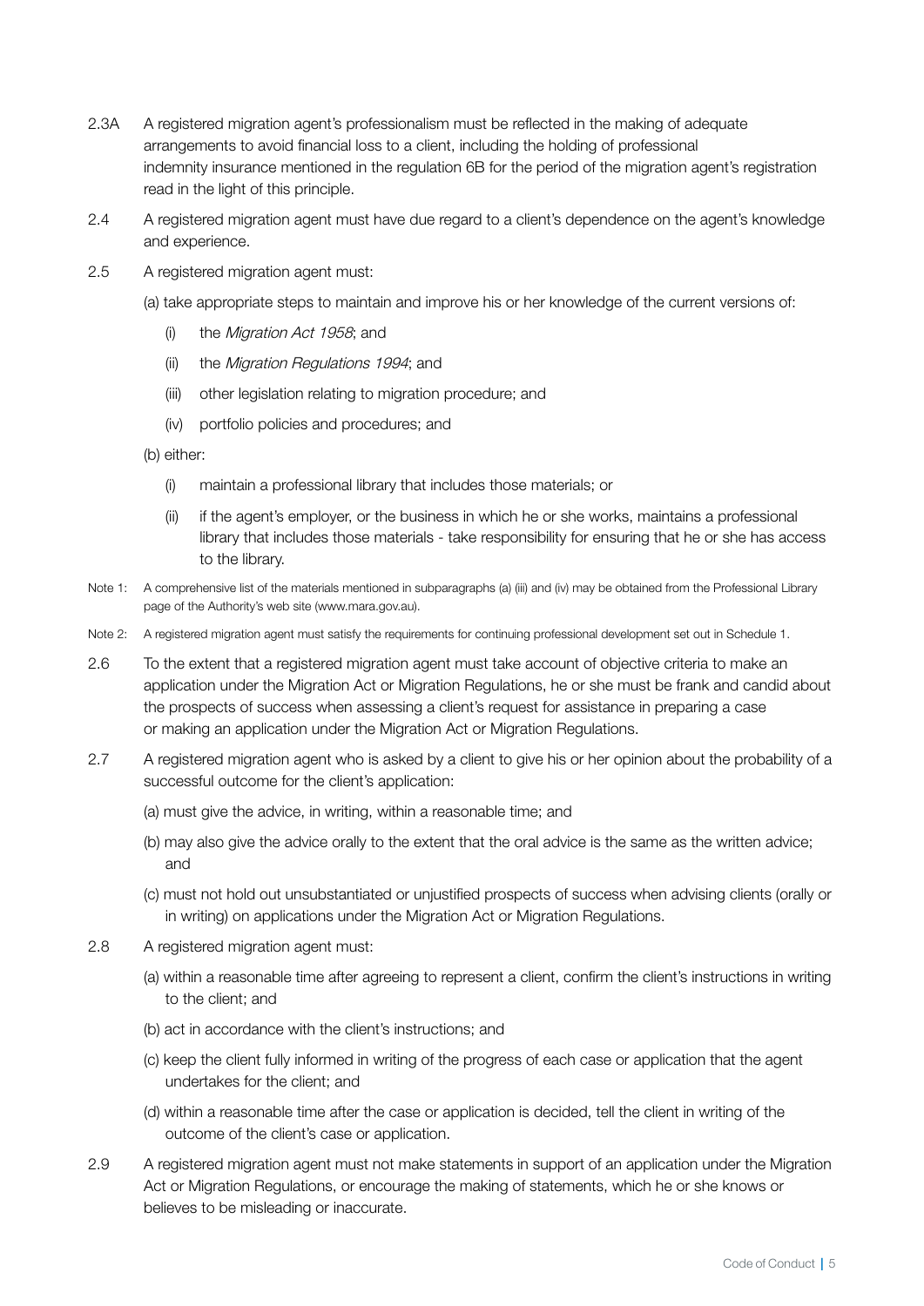2.3A A registered migration agent's professionalism must be reflected in the making of adequate arrangements to avoid financial loss to a client, including the holding of professional indemnity insurance mentioned in the regulation 6B for the period of the migration agent's registration read in the light of this principle.

2.4 A registered migration agent must have due regard to a client's dependence on the agent's knowledge and experience.

2.5 A registered migration agent must:

(a) take appropriate steps to maintain and improve his or her knowledge of the current versions of:

  (i) the *Migration Act 1958*; and

  (ii) the *Migration Regulations 1994*; and

  (iii) other legislation relating to migration procedure; and

  (iv) portfolio policies and procedures; and

(b) either:

  (i) maintain a professional library that includes those materials; or

  (ii) if the agent's employer, or the business in which he or she works, maintains a professional library that includes those materials - take responsibility for ensuring that he or she has access to the library.

Note 1: A comprehensive list of the materials mentioned in subparagraphs (a) (iii) and (iv) may be obtained from the Professional Library page of the Authority's web site (www.mara.gov.au).

Note 2: A registered migration agent must satisfy the requirements for continuing professional development set out in Schedule 1.

2.6 To the extent that a registered migration agent must take account of objective criteria to make an application under the Migration Act or Migration Regulations, he or she must be frank and candid about the prospects of success when assessing a client's request for assistance in preparing a case or making an application under the Migration Act or Migration Regulations.

2.7 A registered migration agent who is asked by a client to give his or her opinion about the probability of a successful outcome for the client's application:

(a) must give the advice, in writing, within a reasonable time; and

(b) may also give the advice orally to the extent that the oral advice is the same as the written advice; and

(c) must not hold out unsubstantiated or unjustified prospects of success when advising clients (orally or in writing) on applications under the Migration Act or Migration Regulations.

2.8 A registered migration agent must:

(a) within a reasonable time after agreeing to represent a client, confirm the client's instructions in writing to the client; and

(b) act in accordance with the client's instructions; and

(c) keep the client fully informed in writing of the progress of each case or application that the agent undertakes for the client; and

(d) within a reasonable time after the case or application is decided, tell the client in writing of the outcome of the client's case or application.

2.9 A registered migration agent must not make statements in support of an application under the Migration Act or Migration Regulations, or encourage the making of statements, which he or she knows or believes to be misleading or inaccurate.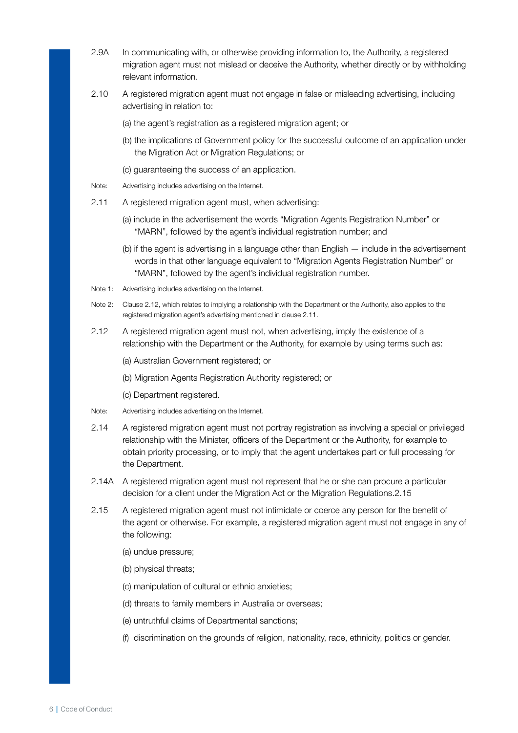2.9A In communicating with, or otherwise providing information to, the Authority, a registered migration agent must not mislead or deceive the Authority, whether directly or by withholding relevant information.

2.10 A registered migration agent must not engage in false or misleading advertising, including advertising in relation to:

(a) the agent's registration as a registered migration agent; or

(b) the implications of Government policy for the successful outcome of an application under the Migration Act or Migration Regulations; or

(c) guaranteeing the success of an application.

Note: Advertising includes advertising on the Internet.

2.11 A registered migration agent must, when advertising:

(a) include in the advertisement the words "Migration Agents Registration Number" or "MARN", followed by the agent's individual registration number; and

(b) if the agent is advertising in a language other than English — include in the advertisement words in that other language equivalent to "Migration Agents Registration Number" or "MARN", followed by the agent's individual registration number.

Note 1: Advertising includes advertising on the Internet.

Note 2: Clause 2.12, which relates to implying a relationship with the Department or the Authority, also applies to the registered migration agent's advertising mentioned in clause 2.11.

2.12 A registered migration agent must not, when advertising, imply the existence of a relationship with the Department or the Authority, for example by using terms such as:

(a) Australian Government registered; or

(b) Migration Agents Registration Authority registered; or

(c) Department registered.

Note: Advertising includes advertising on the Internet.

2.14 A registered migration agent must not portray registration as involving a special or privileged relationship with the Minister, officers of the Department or the Authority, for example to obtain priority processing, or to imply that the agent undertakes part or full processing for the Department.

2.14A A registered migration agent must not represent that he or she can procure a particular decision for a client under the Migration Act or the Migration Regulations.2.15

2.15 A registered migration agent must not intimidate or coerce any person for the benefit of the agent or otherwise. For example, a registered migration agent must not engage in any of the following:

(a) undue pressure;

(b) physical threats;

(c) manipulation of cultural or ethnic anxieties;

(d) threats to family members in Australia or overseas;

(e) untruthful claims of Departmental sanctions;

(f) discrimination on the grounds of religion, nationality, race, ethnicity, politics or gender.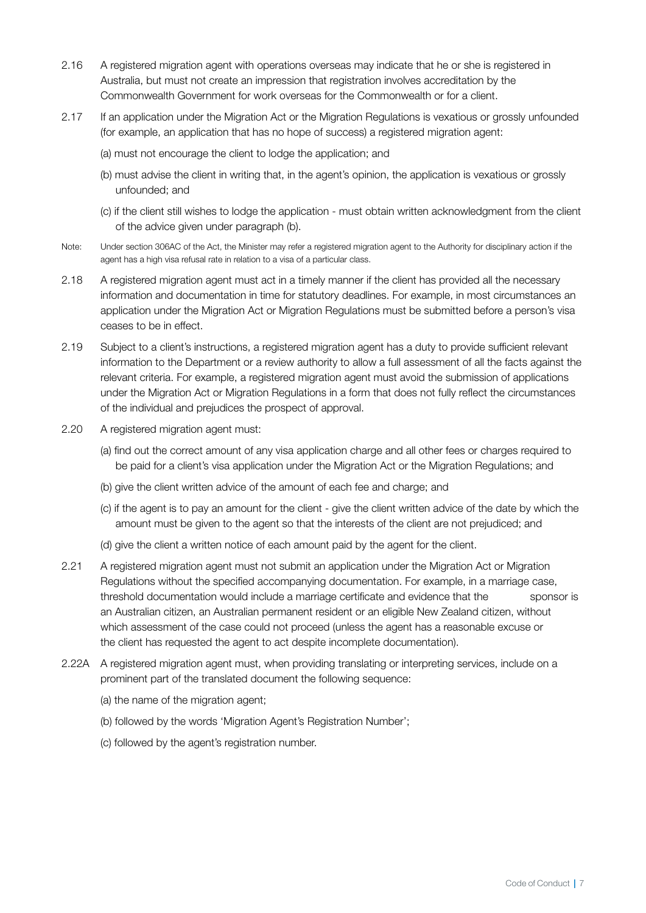2.16 A registered migration agent with operations overseas may indicate that he or she is registered in Australia, but must not create an impression that registration involves accreditation by the Commonwealth Government for work overseas for the Commonwealth or for a client.

2.17 If an application under the Migration Act or the Migration Regulations is vexatious or grossly unfounded (for example, an application that has no hope of success) a registered migration agent:

(a) must not encourage the client to lodge the application; and

(b) must advise the client in writing that, in the agent's opinion, the application is vexatious or grossly unfounded; and

(c) if the client still wishes to lodge the application - must obtain written acknowledgment from the client of the advice given under paragraph (b).

Note: Under section 306AC of the Act, the Minister may refer a registered migration agent to the Authority for disciplinary action if the agent has a high visa refusal rate in relation to a visa of a particular class.

2.18 A registered migration agent must act in a timely manner if the client has provided all the necessary information and documentation in time for statutory deadlines. For example, in most circumstances an application under the Migration Act or Migration Regulations must be submitted before a person's visa ceases to be in effect.

2.19 Subject to a client's instructions, a registered migration agent has a duty to provide sufficient relevant information to the Department or a review authority to allow a full assessment of all the facts against the relevant criteria. For example, a registered migration agent must avoid the submission of applications under the Migration Act or Migration Regulations in a form that does not fully reflect the circumstances of the individual and prejudices the prospect of approval.

2.20 A registered migration agent must:

(a) find out the correct amount of any visa application charge and all other fees or charges required to be paid for a client's visa application under the Migration Act or the Migration Regulations; and

(b) give the client written advice of the amount of each fee and charge; and

(c) if the agent is to pay an amount for the client - give the client written advice of the date by which the amount must be given to the agent so that the interests of the client are not prejudiced; and

(d) give the client a written notice of each amount paid by the agent for the client.

2.21 A registered migration agent must not submit an application under the Migration Act or Migration Regulations without the specified accompanying documentation. For example, in a marriage case, threshold documentation would include a marriage certificate and evidence that the sponsor is an Australian citizen, an Australian permanent resident or an eligible New Zealand citizen, without which assessment of the case could not proceed (unless the agent has a reasonable excuse or the client has requested the agent to act despite incomplete documentation).

2.22A A registered migration agent must, when providing translating or interpreting services, include on a prominent part of the translated document the following sequence:

(a) the name of the migration agent;

(b) followed by the words 'Migration Agent's Registration Number';

(c) followed by the agent's registration number.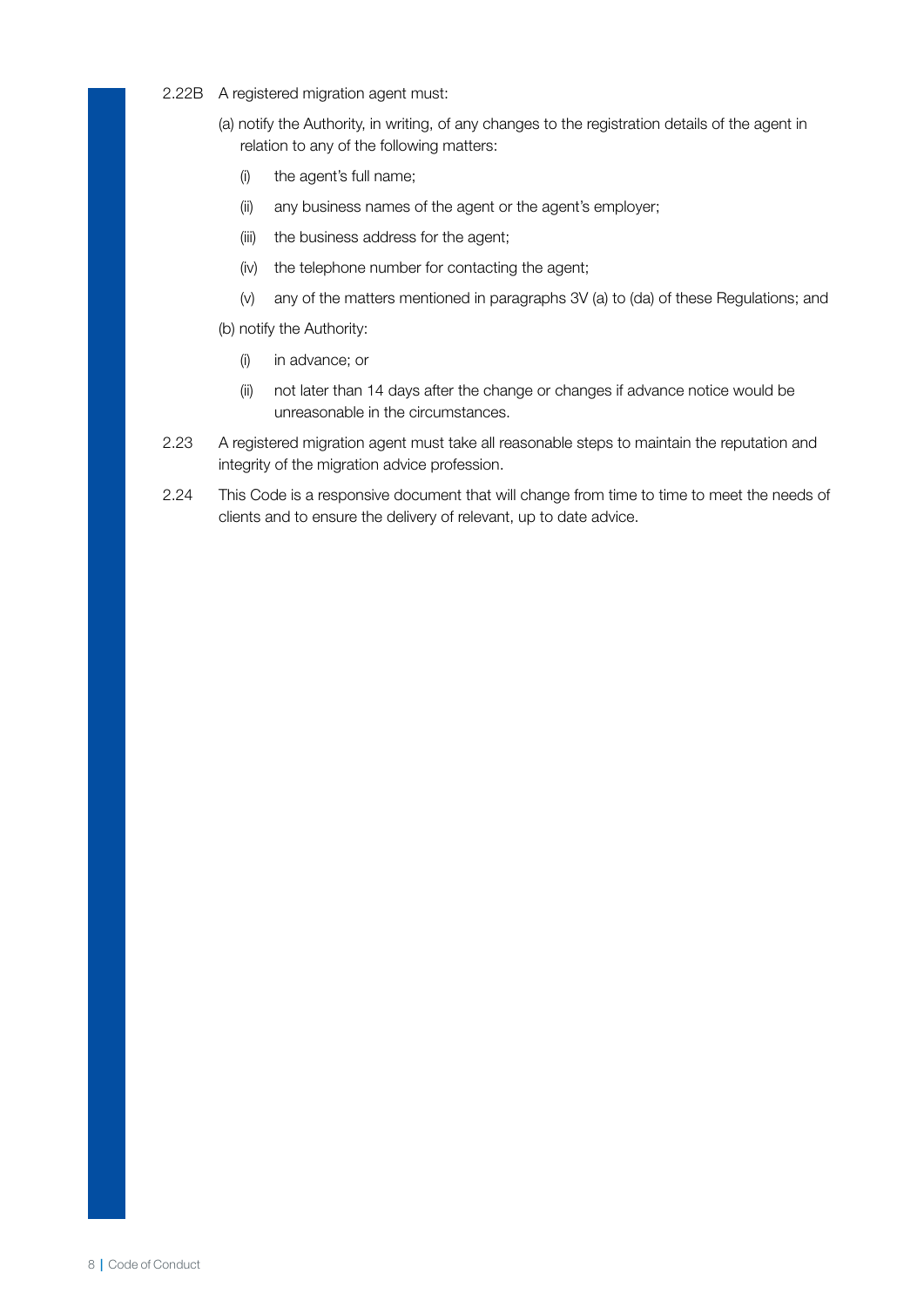2.22B A registered migration agent must:

(a) notify the Authority, in writing, of any changes to the registration details of the agent in relation to any of the following matters:

(i) the agent's full name;

(ii) any business names of the agent or the agent's employer;

(iii) the business address for the agent;

(iv) the telephone number for contacting the agent;

(v) any of the matters mentioned in paragraphs 3V (a) to (da) of these Regulations; and

(b) notify the Authority:

(i) in advance; or

(ii) not later than 14 days after the change or changes if advance notice would be unreasonable in the circumstances.

2.23 A registered migration agent must take all reasonable steps to maintain the reputation and integrity of the migration advice profession.

2.24 This Code is a responsive document that will change from time to time to meet the needs of clients and to ensure the delivery of relevant, up to date advice.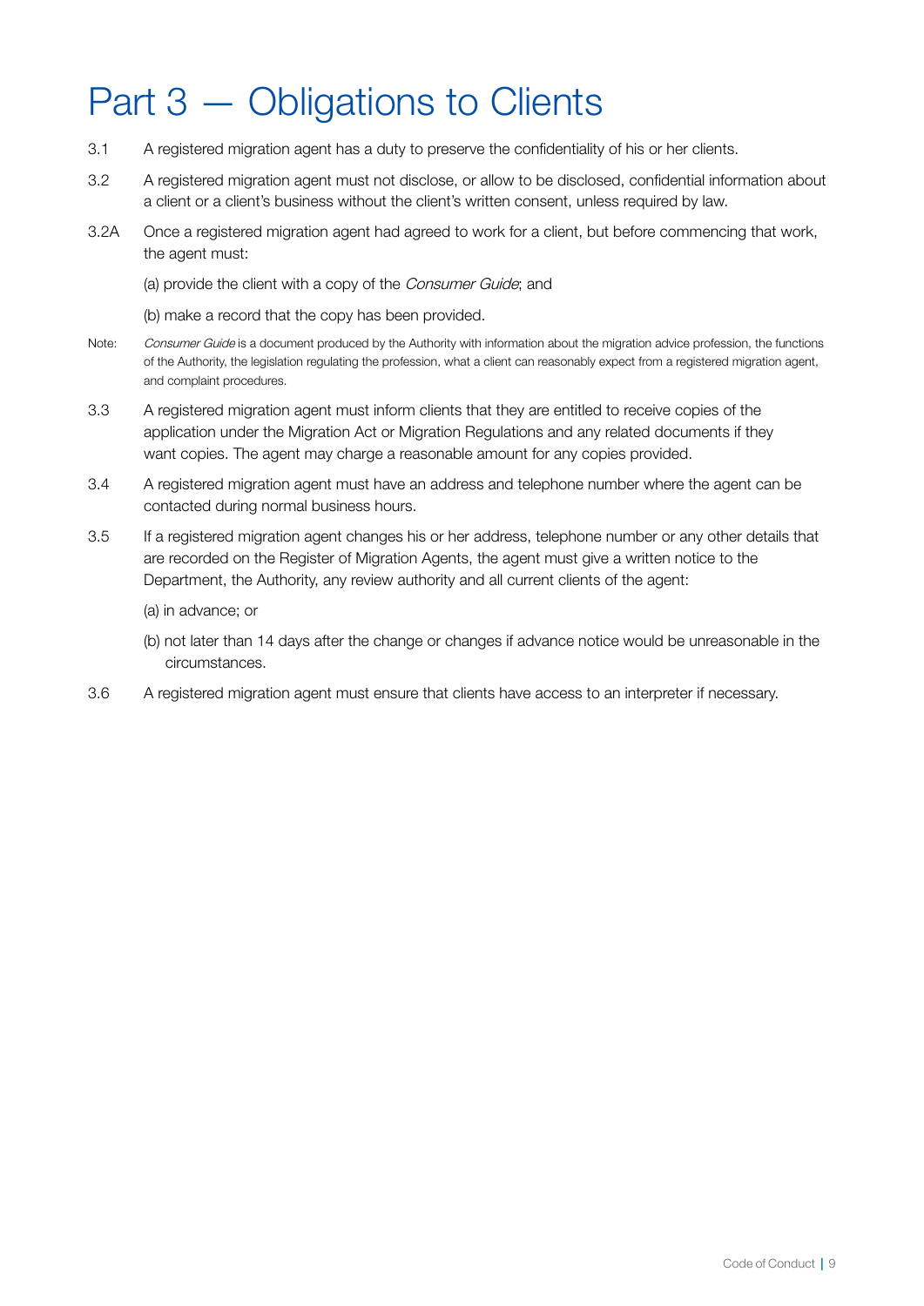# Part 3 — Obligations to Clients

3.1 A registered migration agent has a duty to preserve the confidentiality of his or her clients.

3.2 A registered migration agent must not disclose, or allow to be disclosed, confidential information about a client or a client's business without the client's written consent, unless required by law.

3.2A Once a registered migration agent had agreed to work for a client, but before commencing that work, the agent must:

(a) provide the client with a copy of the *Consumer Guide*; and

(b) make a record that the copy has been provided.

Note: *Consumer Guide* is a document produced by the Authority with information about the migration advice profession, the functions of the Authority, the legislation regulating the profession, what a client can reasonably expect from a registered migration agent, and complaint procedures.

3.3 A registered migration agent must inform clients that they are entitled to receive copies of the application under the Migration Act or Migration Regulations and any related documents if they want copies. The agent may charge a reasonable amount for any copies provided.

3.4 A registered migration agent must have an address and telephone number where the agent can be contacted during normal business hours.

3.5 If a registered migration agent changes his or her address, telephone number or any other details that are recorded on the Register of Migration Agents, the agent must give a written notice to the Department, the Authority, any review authority and all current clients of the agent:

(a) in advance; or

(b) not later than 14 days after the change or changes if advance notice would be unreasonable in the circumstances.

3.6 A registered migration agent must ensure that clients have access to an interpreter if necessary.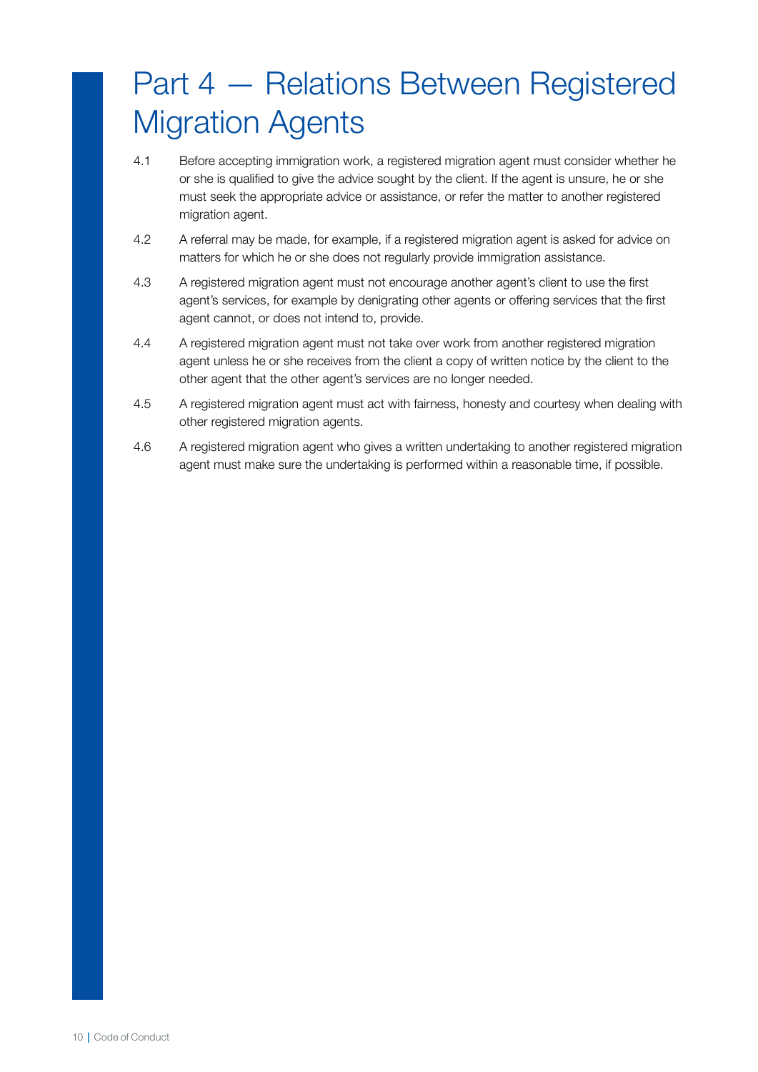# Part 4 — Relations Between Registered Migration Agents

4.1 Before accepting immigration work, a registered migration agent must consider whether he or she is qualified to give the advice sought by the client. If the agent is unsure, he or she must seek the appropriate advice or assistance, or refer the matter to another registered migration agent.

4.2 A referral may be made, for example, if a registered migration agent is asked for advice on matters for which he or she does not regularly provide immigration assistance.

4.3 A registered migration agent must not encourage another agent's client to use the first agent's services, for example by denigrating other agents or offering services that the first agent cannot, or does not intend to, provide.

4.4 A registered migration agent must not take over work from another registered migration agent unless he or she receives from the client a copy of written notice by the client to the other agent that the other agent's services are no longer needed.

4.5 A registered migration agent must act with fairness, honesty and courtesy when dealing with other registered migration agents.

4.6 A registered migration agent who gives a written undertaking to another registered migration agent must make sure the undertaking is performed within a reasonable time, if possible.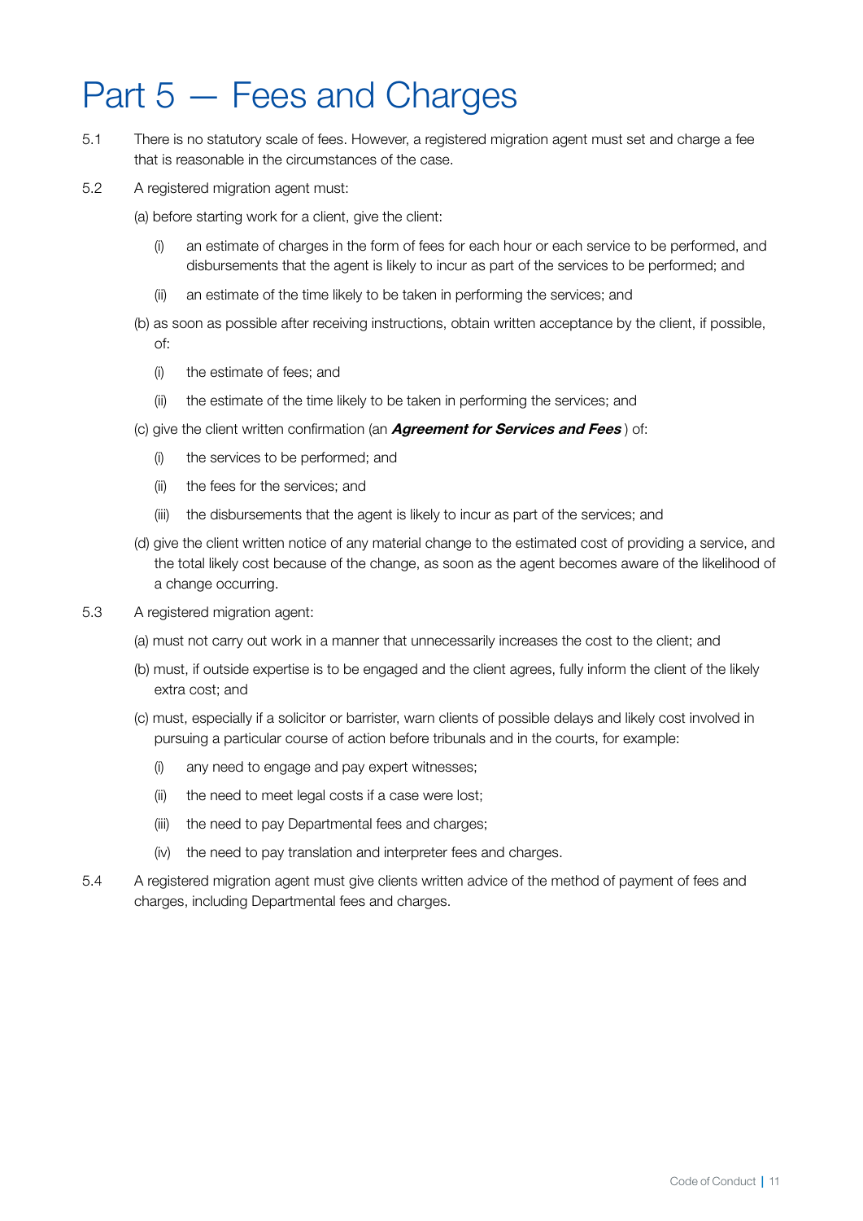# Part 5 — Fees and Charges

5.1 There is no statutory scale of fees. However, a registered migration agent must set and charge a fee that is reasonable in the circumstances of the case.

5.2 A registered migration agent must:

(a) before starting work for a client, give the client:

- (i) an estimate of charges in the form of fees for each hour or each service to be performed, and disbursements that the agent is likely to incur as part of the services to be performed; and
- (ii) an estimate of the time likely to be taken in performing the services; and

(b) as soon as possible after receiving instructions, obtain written acceptance by the client, if possible, of:

- (i) the estimate of fees; and
- (ii) the estimate of the time likely to be taken in performing the services; and

(c) give the client written confirmation (an ***Agreement for Services and Fees*** ) of:

- (i) the services to be performed; and
- (ii) the fees for the services; and
- (iii) the disbursements that the agent is likely to incur as part of the services; and

(d) give the client written notice of any material change to the estimated cost of providing a service, and the total likely cost because of the change, as soon as the agent becomes aware of the likelihood of a change occurring.

5.3 A registered migration agent:

(a) must not carry out work in a manner that unnecessarily increases the cost to the client; and

(b) must, if outside expertise is to be engaged and the client agrees, fully inform the client of the likely extra cost; and

(c) must, especially if a solicitor or barrister, warn clients of possible delays and likely cost involved in pursuing a particular course of action before tribunals and in the courts, for example:

- (i) any need to engage and pay expert witnesses;
- (ii) the need to meet legal costs if a case were lost;
- (iii) the need to pay Departmental fees and charges;
- (iv) the need to pay translation and interpreter fees and charges.

5.4 A registered migration agent must give clients written advice of the method of payment of fees and charges, including Departmental fees and charges.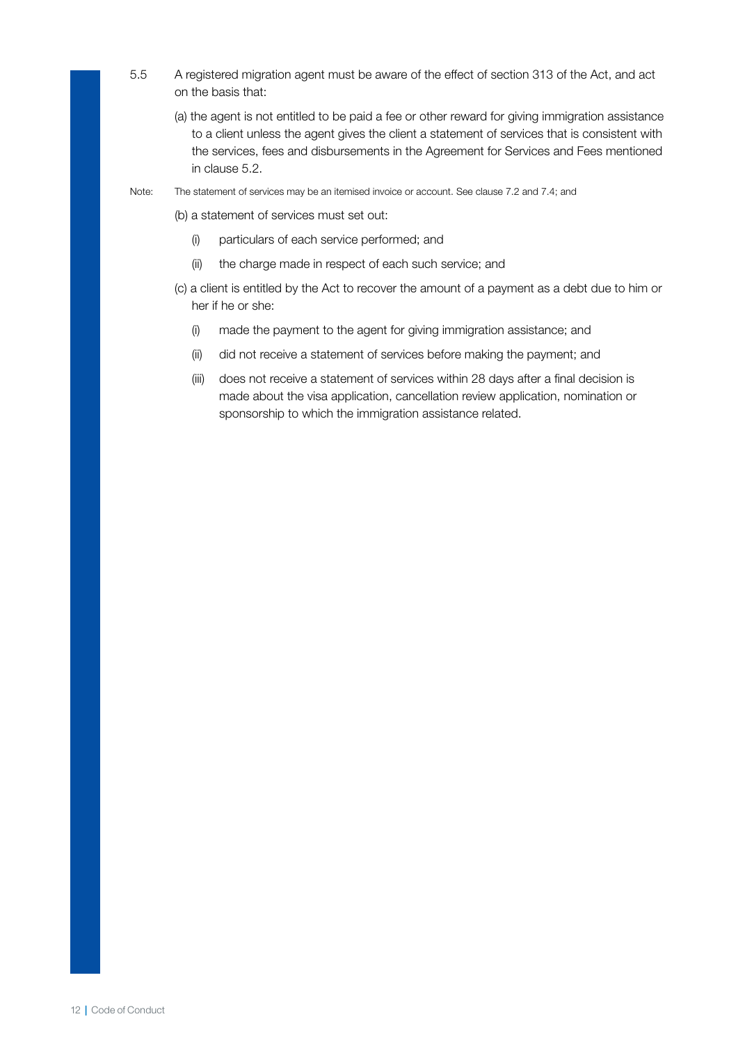5.5 A registered migration agent must be aware of the effect of section 313 of the Act, and act on the basis that:

(a) the agent is not entitled to be paid a fee or other reward for giving immigration assistance to a client unless the agent gives the client a statement of services that is consistent with the services, fees and disbursements in the Agreement for Services and Fees mentioned in clause 5.2.

Note: The statement of services may be an itemised invoice or account. See clause 7.2 and 7.4; and

(b) a statement of services must set out:

(i) particulars of each service performed; and

(ii) the charge made in respect of each such service; and

(c) a client is entitled by the Act to recover the amount of a payment as a debt due to him or her if he or she:

(i) made the payment to the agent for giving immigration assistance; and

(ii) did not receive a statement of services before making the payment; and

(iii) does not receive a statement of services within 28 days after a final decision is made about the visa application, cancellation review application, nomination or sponsorship to which the immigration assistance related.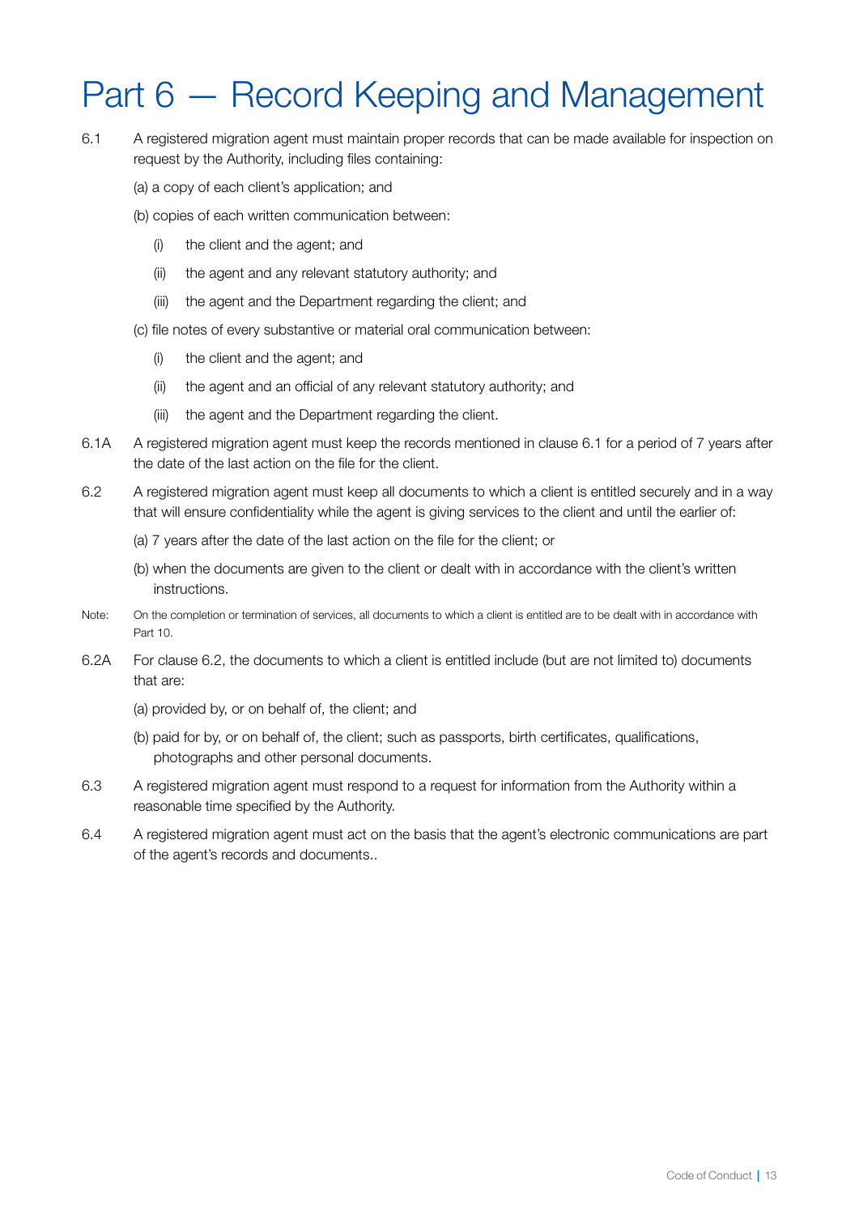# Part 6 — Record Keeping and Management

6.1 A registered migration agent must maintain proper records that can be made available for inspection on request by the Authority, including files containing:

(a) a copy of each client's application; and

(b) copies of each written communication between:

- (i) the client and the agent; and
- (ii) the agent and any relevant statutory authority; and
- (iii) the agent and the Department regarding the client; and

(c) file notes of every substantive or material oral communication between:

- (i) the client and the agent; and
- (ii) the agent and an official of any relevant statutory authority; and
- (iii) the agent and the Department regarding the client.

6.1A A registered migration agent must keep the records mentioned in clause 6.1 for a period of 7 years after the date of the last action on the file for the client.

6.2 A registered migration agent must keep all documents to which a client is entitled securely and in a way that will ensure confidentiality while the agent is giving services to the client and until the earlier of:

(a) 7 years after the date of the last action on the file for the client; or

(b) when the documents are given to the client or dealt with in accordance with the client's written instructions.

Note: On the completion or termination of services, all documents to which a client is entitled are to be dealt with in accordance with Part 10.

6.2A For clause 6.2, the documents to which a client is entitled include (but are not limited to) documents that are:

(a) provided by, or on behalf of, the client; and

(b) paid for by, or on behalf of, the client; such as passports, birth certificates, qualifications, photographs and other personal documents.

6.3 A registered migration agent must respond to a request for information from the Authority within a reasonable time specified by the Authority.

6.4 A registered migration agent must act on the basis that the agent's electronic communications are part of the agent's records and documents..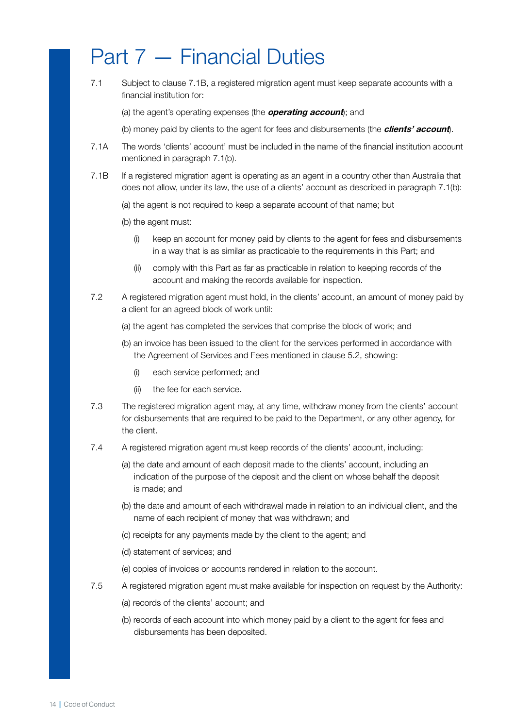# Part 7 — Financial Duties

7.1 Subject to clause 7.1B, a registered migration agent must keep separate accounts with a financial institution for:

(a) the agent's operating expenses (the ***operating account***); and

(b) money paid by clients to the agent for fees and disbursements (the ***clients' account***).

7.1A The words 'clients' account' must be included in the name of the financial institution account mentioned in paragraph 7.1(b).

7.1B If a registered migration agent is operating as an agent in a country other than Australia that does not allow, under its law, the use of a clients' account as described in paragraph 7.1(b):

(a) the agent is not required to keep a separate account of that name; but

(b) the agent must:

(i) keep an account for money paid by clients to the agent for fees and disbursements in a way that is as similar as practicable to the requirements in this Part; and

(ii) comply with this Part as far as practicable in relation to keeping records of the account and making the records available for inspection.

7.2 A registered migration agent must hold, in the clients' account, an amount of money paid by a client for an agreed block of work until:

(a) the agent has completed the services that comprise the block of work; and

(b) an invoice has been issued to the client for the services performed in accordance with the Agreement of Services and Fees mentioned in clause 5.2, showing:

(i) each service performed; and

(ii) the fee for each service.

7.3 The registered migration agent may, at any time, withdraw money from the clients' account for disbursements that are required to be paid to the Department, or any other agency, for the client.

7.4 A registered migration agent must keep records of the clients' account, including:

(a) the date and amount of each deposit made to the clients' account, including an indication of the purpose of the deposit and the client on whose behalf the deposit is made; and

(b) the date and amount of each withdrawal made in relation to an individual client, and the name of each recipient of money that was withdrawn; and

(c) receipts for any payments made by the client to the agent; and

(d) statement of services; and

(e) copies of invoices or accounts rendered in relation to the account.

7.5 A registered migration agent must make available for inspection on request by the Authority:

(a) records of the clients' account; and

(b) records of each account into which money paid by a client to the agent for fees and disbursements has been deposited.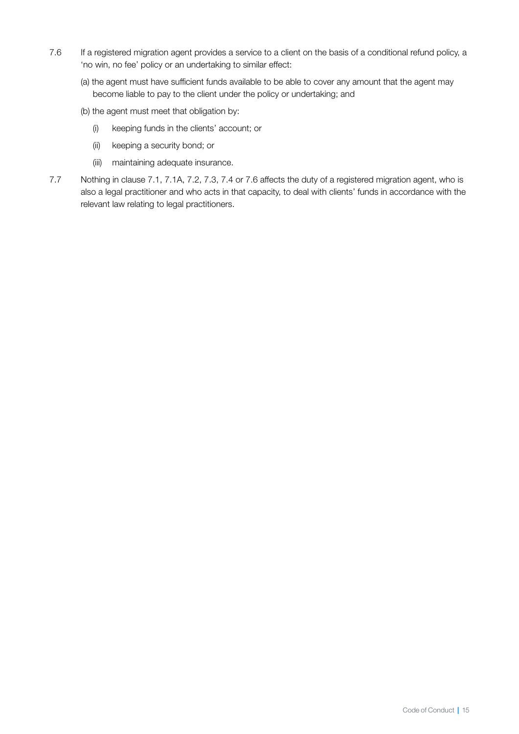7.6 If a registered migration agent provides a service to a client on the basis of a conditional refund policy, a 'no win, no fee' policy or an undertaking to similar effect:

(a) the agent must have sufficient funds available to be able to cover any amount that the agent may become liable to pay to the client under the policy or undertaking; and

(b) the agent must meet that obligation by:

(i) keeping funds in the clients' account; or

(ii) keeping a security bond; or

(iii) maintaining adequate insurance.

7.7 Nothing in clause 7.1, 7.1A, 7.2, 7.3, 7.4 or 7.6 affects the duty of a registered migration agent, who is also a legal practitioner and who acts in that capacity, to deal with clients' funds in accordance with the relevant law relating to legal practitioners.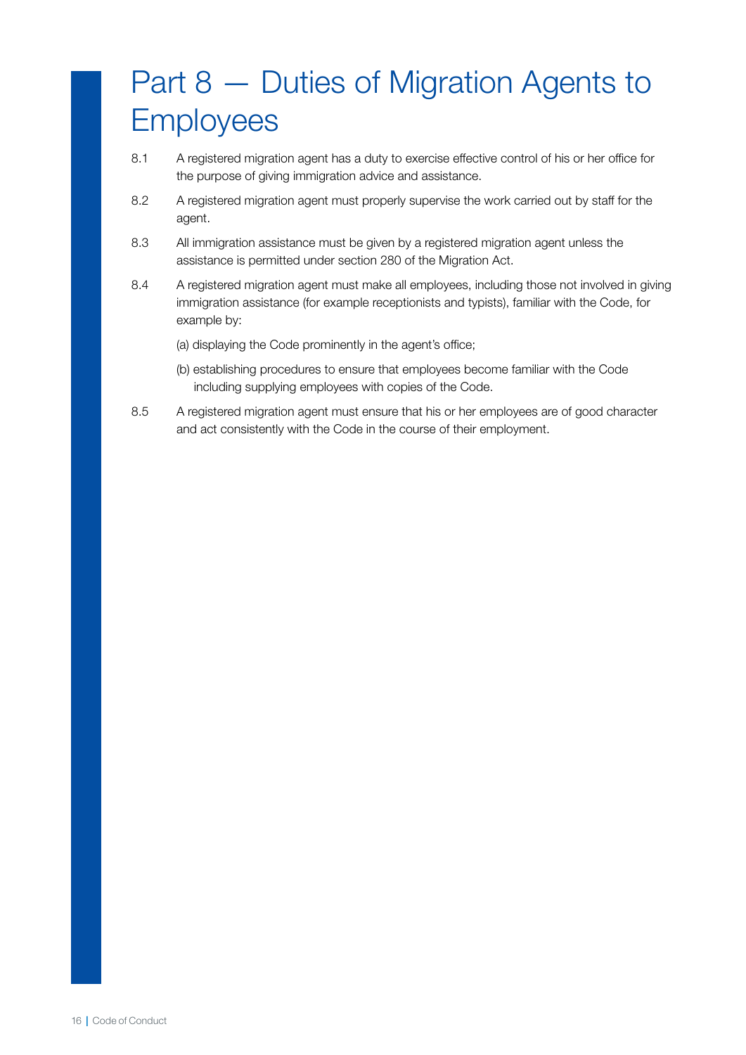# Part 8 — Duties of Migration Agents to Employees

8.1 A registered migration agent has a duty to exercise effective control of his or her office for the purpose of giving immigration advice and assistance.

8.2 A registered migration agent must properly supervise the work carried out by staff for the agent.

8.3 All immigration assistance must be given by a registered migration agent unless the assistance is permitted under section 280 of the Migration Act.

8.4 A registered migration agent must make all employees, including those not involved in giving immigration assistance (for example receptionists and typists), familiar with the Code, for example by:

(a) displaying the Code prominently in the agent's office;

(b) establishing procedures to ensure that employees become familiar with the Code including supplying employees with copies of the Code.

8.5 A registered migration agent must ensure that his or her employees are of good character and act consistently with the Code in the course of their employment.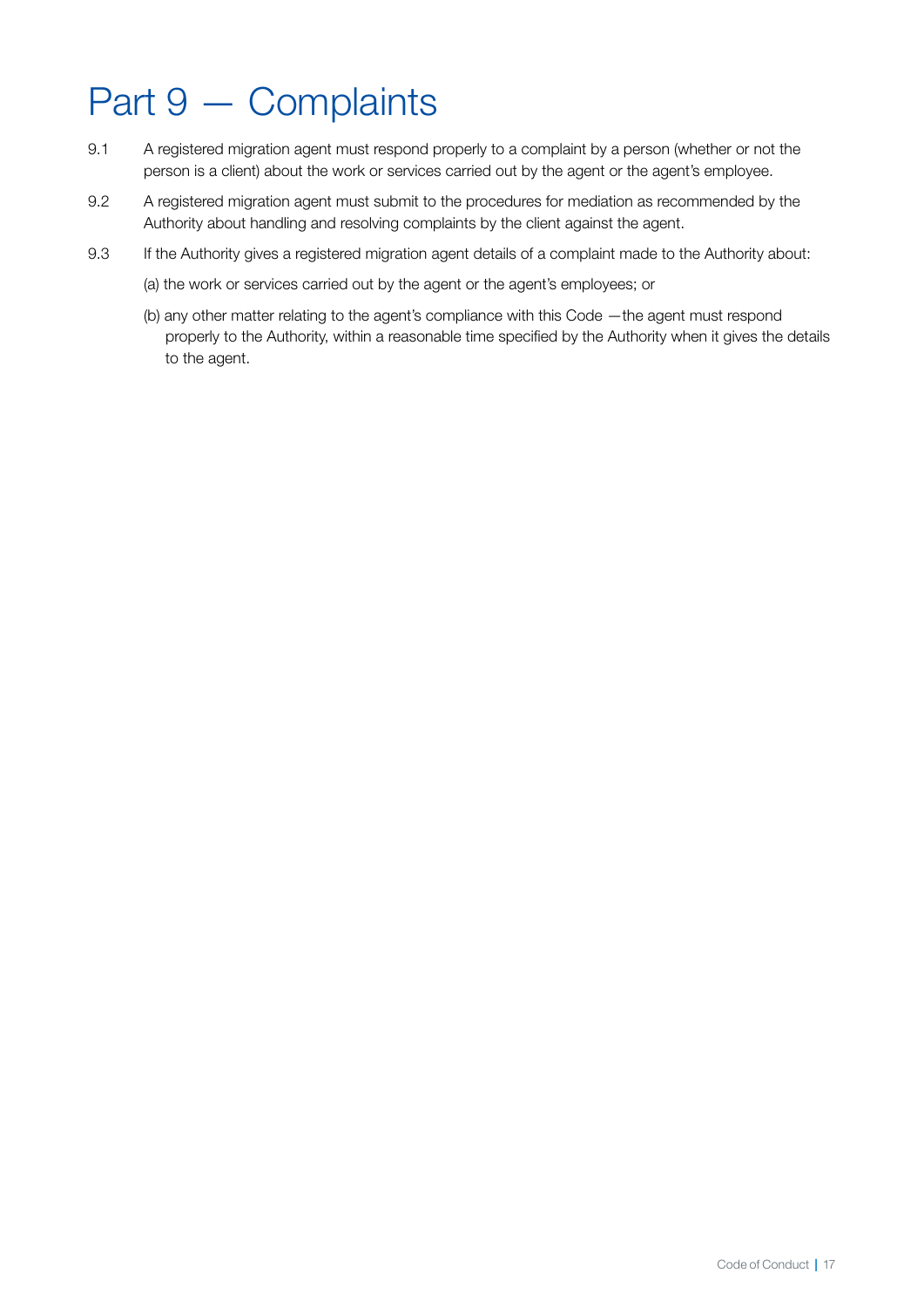# Part 9 — Complaints

9.1 A registered migration agent must respond properly to a complaint by a person (whether or not the person is a client) about the work or services carried out by the agent or the agent's employee.

9.2 A registered migration agent must submit to the procedures for mediation as recommended by the Authority about handling and resolving complaints by the client against the agent.

9.3 If the Authority gives a registered migration agent details of a complaint made to the Authority about:

(a) the work or services carried out by the agent or the agent's employees; or

(b) any other matter relating to the agent's compliance with this Code —the agent must respond properly to the Authority, within a reasonable time specified by the Authority when it gives the details to the agent.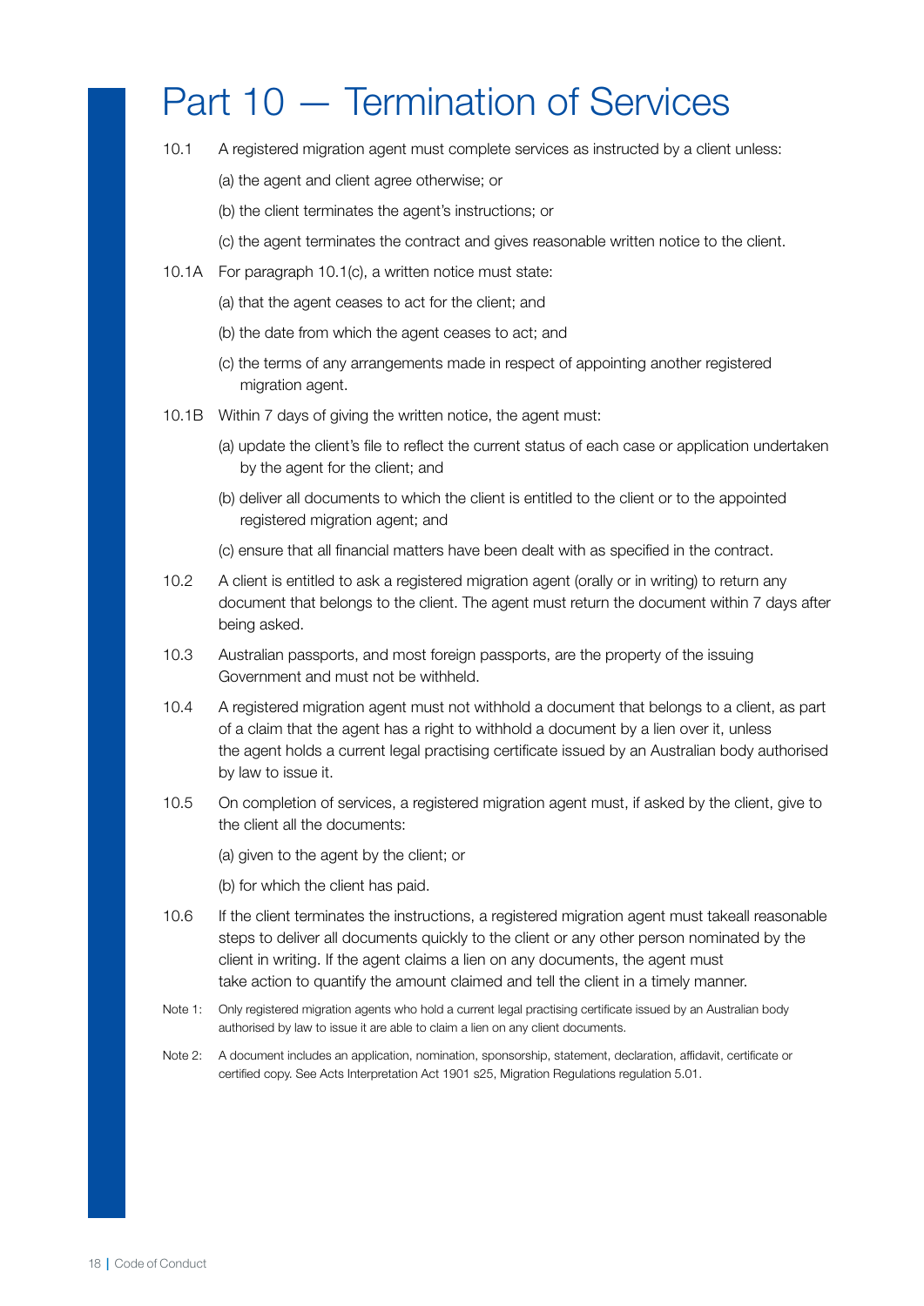# Part 10 — Termination of Services

10.1 A registered migration agent must complete services as instructed by a client unless:

(a) the agent and client agree otherwise; or

(b) the client terminates the agent's instructions; or

(c) the agent terminates the contract and gives reasonable written notice to the client.

10.1A For paragraph 10.1(c), a written notice must state:

(a) that the agent ceases to act for the client; and

(b) the date from which the agent ceases to act; and

(c) the terms of any arrangements made in respect of appointing another registered migration agent.

10.1B Within 7 days of giving the written notice, the agent must:

(a) update the client's file to reflect the current status of each case or application undertaken by the agent for the client; and

(b) deliver all documents to which the client is entitled to the client or to the appointed registered migration agent; and

(c) ensure that all financial matters have been dealt with as specified in the contract.

10.2 A client is entitled to ask a registered migration agent (orally or in writing) to return any document that belongs to the client. The agent must return the document within 7 days after being asked.

10.3 Australian passports, and most foreign passports, are the property of the issuing Government and must not be withheld.

10.4 A registered migration agent must not withhold a document that belongs to a client, as part of a claim that the agent has a right to withhold a document by a lien over it, unless the agent holds a current legal practising certificate issued by an Australian body authorised by law to issue it.

10.5 On completion of services, a registered migration agent must, if asked by the client, give to the client all the documents:

(a) given to the agent by the client; or

(b) for which the client has paid.

10.6 If the client terminates the instructions, a registered migration agent must takeall reasonable steps to deliver all documents quickly to the client or any other person nominated by the client in writing. If the agent claims a lien on any documents, the agent must take action to quantify the amount claimed and tell the client in a timely manner.

Note 1: Only registered migration agents who hold a current legal practising certificate issued by an Australian body authorised by law to issue it are able to claim a lien on any client documents.

Note 2: A document includes an application, nomination, sponsorship, statement, declaration, affidavit, certificate or certified copy. See Acts Interpretation Act 1901 s25, Migration Regulations regulation 5.01.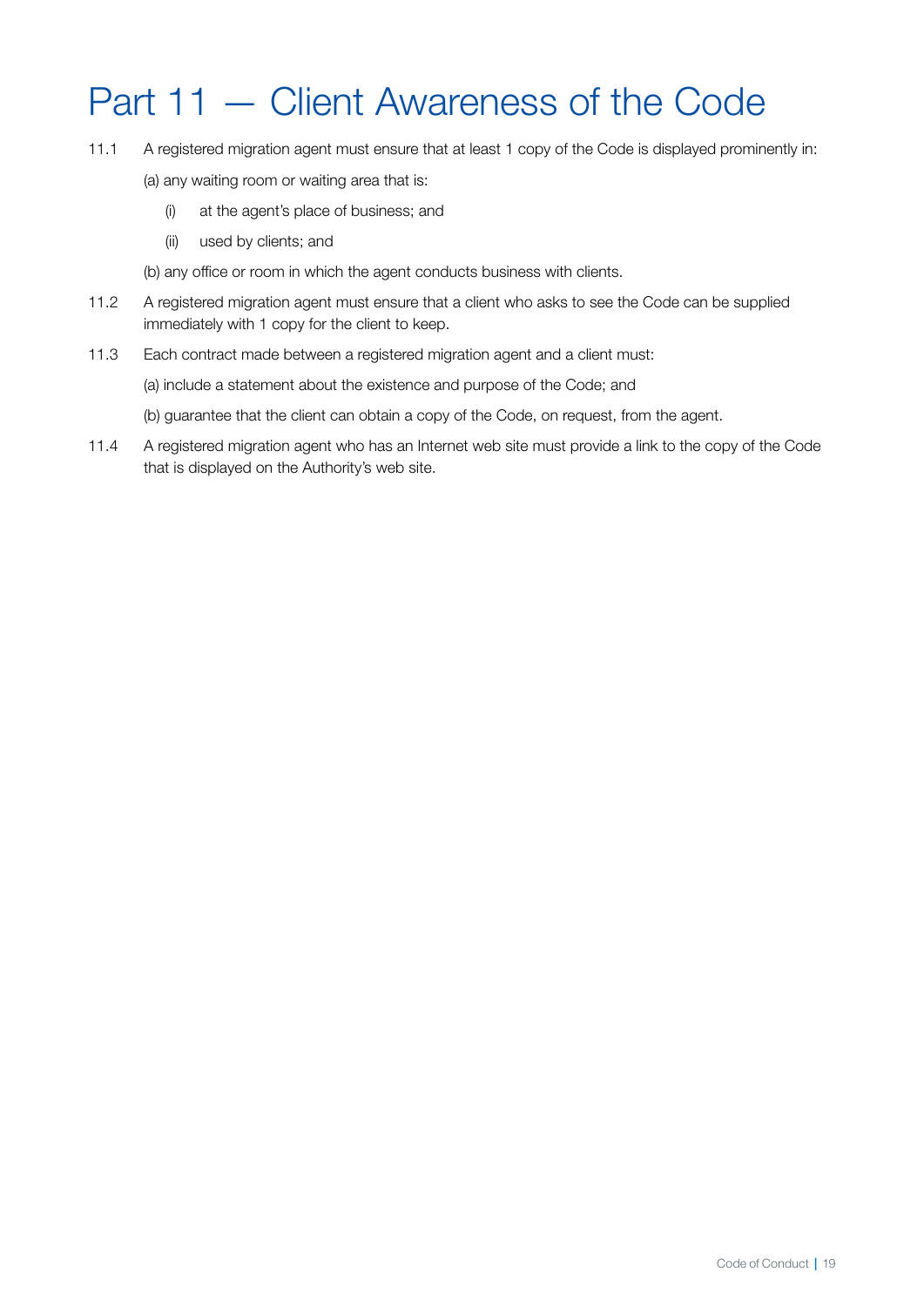# Part 11 — Client Awareness of the Code

11.1 A registered migration agent must ensure that at least 1 copy of the Code is displayed prominently in:

(a) any waiting room or waiting area that is:

(i) at the agent's place of business; and

(ii) used by clients; and

(b) any office or room in which the agent conducts business with clients.

11.2 A registered migration agent must ensure that a client who asks to see the Code can be supplied immediately with 1 copy for the client to keep.

11.3 Each contract made between a registered migration agent and a client must:

(a) include a statement about the existence and purpose of the Code; and

(b) guarantee that the client can obtain a copy of the Code, on request, from the agent.

11.4 A registered migration agent who has an Internet web site must provide a link to the copy of the Code that is displayed on the Authority's web site.